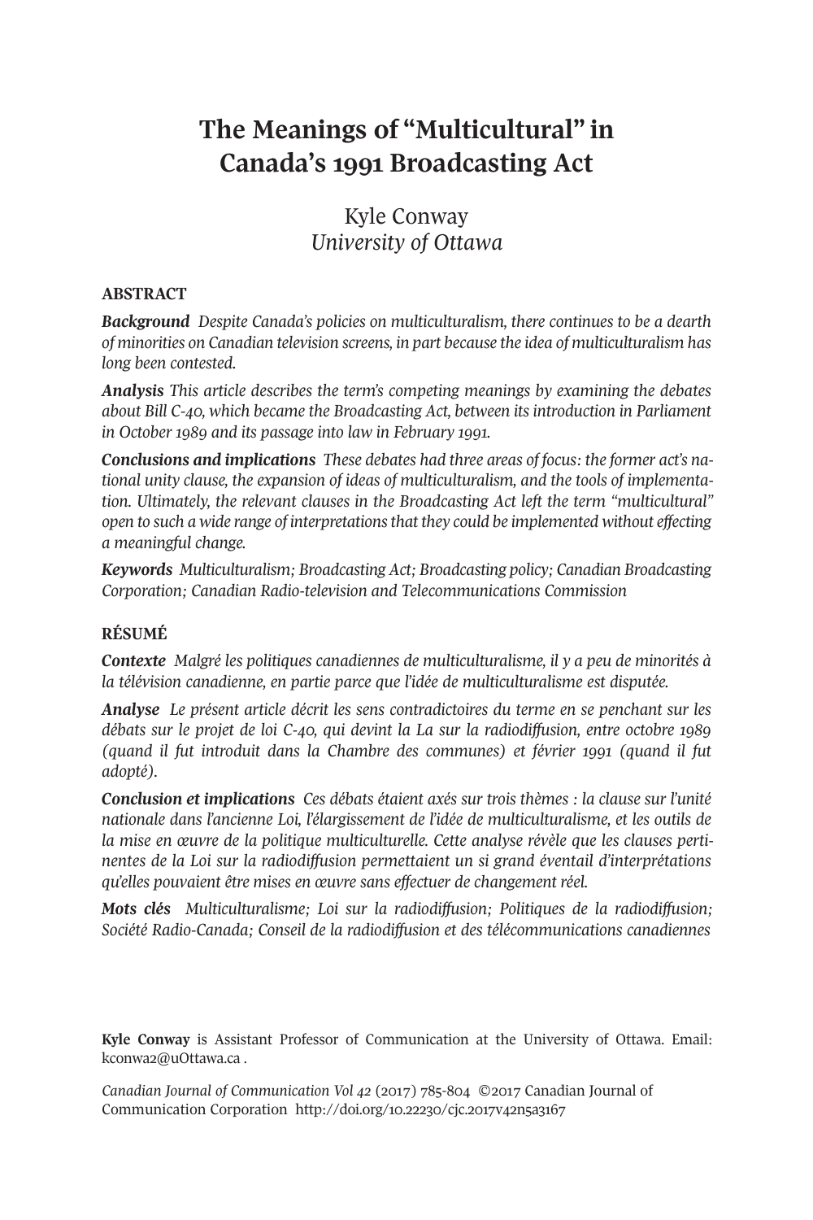# The Meanings of "Multicultural" in Canada's 1991 Broadcasting Act

Kyle Conway
*University of Ottawa*

## ABSTRACT

***Background*** *Despite Canada's policies on multiculturalism, there continues to be a dearth of minorities on Canadian television screens, in part because the idea of multiculturalism has long been contested.*

***Analysis*** *This article describes the term's competing meanings by examining the debates about Bill C-40, which became the Broadcasting Act, between its introduction in Parliament in October 1989 and its passage into law in February 1991.*

***Conclusions and implications*** *These debates had three areas of focus: the former act's national unity clause, the expansion of ideas of multiculturalism, and the tools of implementation. Ultimately, the relevant clauses in the Broadcasting Act left the term "multicultural" open to such a wide range of interpretations that they could be implemented without effecting a meaningful change.*

***Keywords*** *Multiculturalism; Broadcasting Act; Broadcasting policy; Canadian Broadcasting Corporation; Canadian Radio-television and Telecommunications Commission*

## RÉSUMÉ

***Contexte*** *Malgré les politiques canadiennes de multiculturalisme, il y a peu de minorités à la télévision canadienne, en partie parce que l'idée de multiculturalisme est disputée.*

***Analyse*** *Le présent article décrit les sens contradictoires du terme en se penchant sur les débats sur le projet de loi C-40, qui devint la La sur la radiodiffusion, entre octobre 1989 (quand il fut introduit dans la Chambre des communes) et février 1991 (quand il fut adopté).*

***Conclusion et implications*** *Ces débats étaient axés sur trois thèmes : la clause sur l'unité nationale dans l'ancienne Loi, l'élargissement de l'idée de multiculturalisme, et les outils de la mise en œuvre de la politique multiculturelle. Cette analyse révèle que les clauses pertinentes de la Loi sur la radiodiffusion permettaient un si grand éventail d'interprétations qu'elles pouvaient être mises en œuvre sans effectuer de changement réel.*

***Mots clés*** *Multiculturalisme; Loi sur la radiodiffusion; Politiques de la radiodiffusion; Société Radio-Canada; Conseil de la radiodiffusion et des télécommunications canadiennes*

**Kyle Conway** is Assistant Professor of Communication at the University of Ottawa. Email: kconwa2@uOttawa.ca .

*Canadian Journal of Communication Vol 42* (2017) 785-804 ©2017 Canadian Journal of Communication Corporation http://doi.org/10.22230/cjc.2017v42n5a3167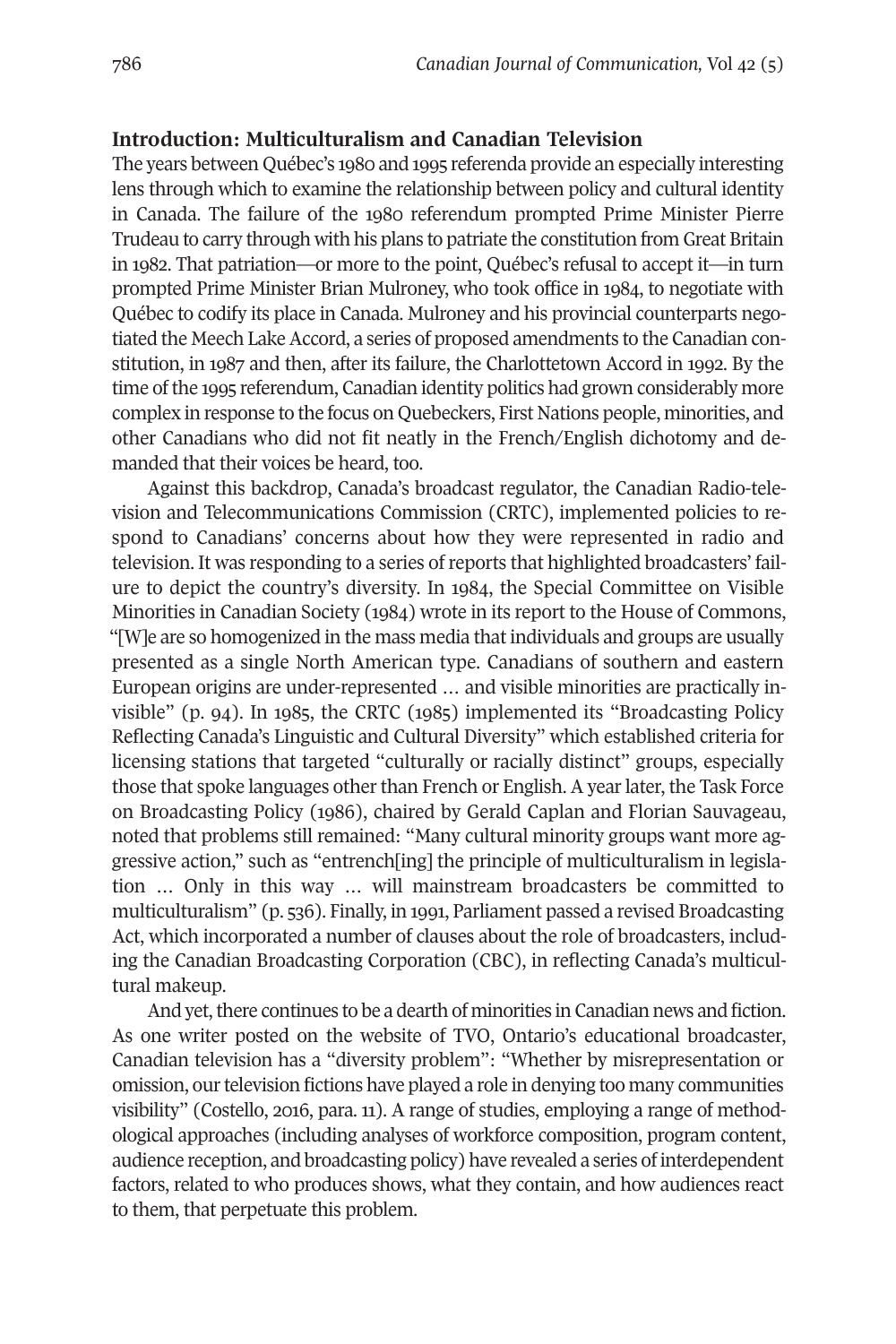## Introduction: Multiculturalism and Canadian Television

The years between Québec's 1980 and 1995 referenda provide an especially interesting lens through which to examine the relationship between policy and cultural identity in Canada. The failure of the 1980 referendum prompted Prime Minister Pierre Trudeau to carry through with his plans to patriate the constitution from Great Britain in 1982. That patriation—or more to the point, Québec's refusal to accept it—in turn prompted Prime Minister Brian Mulroney, who took office in 1984, to negotiate with Québec to codify its place in Canada. Mulroney and his provincial counterparts negotiated the Meech Lake Accord, a series of proposed amendments to the Canadian constitution, in 1987 and then, after its failure, the Charlottetown Accord in 1992. By the time of the 1995 referendum, Canadian identity politics had grown considerably more complex in response to the focus on Quebeckers, First Nations people, minorities, and other Canadians who did not fit neatly in the French/English dichotomy and demanded that their voices be heard, too.

Against this backdrop, Canada's broadcast regulator, the Canadian Radio-television and Telecommunications Commission (CRTC), implemented policies to respond to Canadians' concerns about how they were represented in radio and television. It was responding to a series of reports that highlighted broadcasters' failure to depict the country's diversity. In 1984, the Special Committee on Visible Minorities in Canadian Society (1984) wrote in its report to the House of Commons, "[W]e are so homogenized in the mass media that individuals and groups are usually presented as a single North American type. Canadians of southern and eastern European origins are under-represented … and visible minorities are practically invisible" (p. 94). In 1985, the CRTC (1985) implemented its "Broadcasting Policy Reflecting Canada's Linguistic and Cultural Diversity" which established criteria for licensing stations that targeted "culturally or racially distinct" groups, especially those that spoke languages other than French or English. A year later, the Task Force on Broadcasting Policy (1986), chaired by Gerald Caplan and Florian Sauvageau, noted that problems still remained: "Many cultural minority groups want more aggressive action," such as "entrench[ing] the principle of multiculturalism in legislation … Only in this way … will mainstream broadcasters be committed to multiculturalism" (p. 536). Finally, in 1991, Parliament passed a revised Broadcasting Act, which incorporated a number of clauses about the role of broadcasters, including the Canadian Broadcasting Corporation (CBC), in reflecting Canada's multicultural makeup.

And yet, there continues to be a dearth of minorities in Canadian news and fiction. As one writer posted on the website of TVO, Ontario's educational broadcaster, Canadian television has a "diversity problem": "Whether by misrepresentation or omission, our television fictions have played a role in denying too many communities visibility" (Costello, 2016, para. 11). A range of studies, employing a range of methodological approaches (including analyses of workforce composition, program content, audience reception, and broadcasting policy) have revealed a series of interdependent factors, related to who produces shows, what they contain, and how audiences react to them, that perpetuate this problem.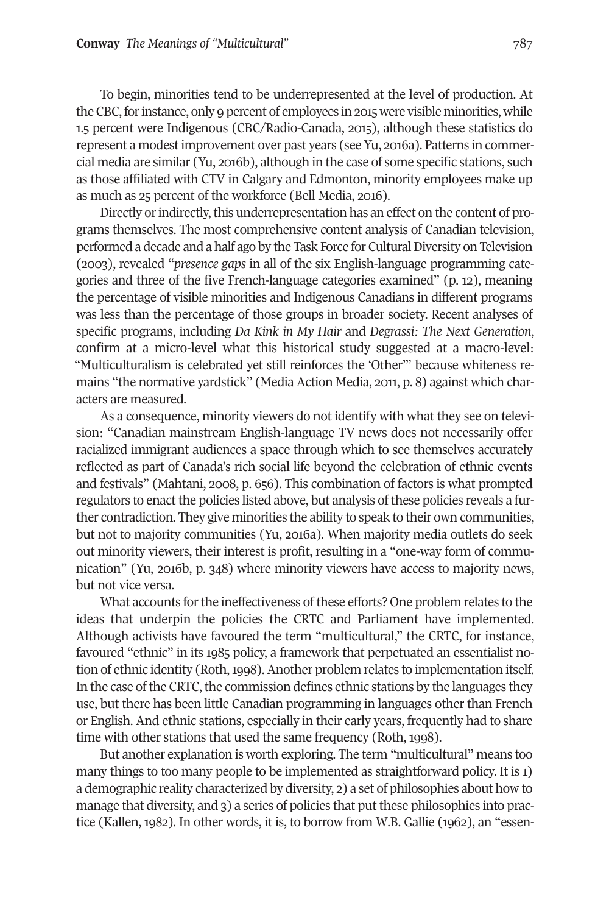To begin, minorities tend to be underrepresented at the level of production. At the CBC, for instance, only 9 percent of employees in 2015 were visible minorities, while 1.5 percent were Indigenous (CBC/Radio-Canada, 2015), although these statistics do represent a modest improvement over past years (see Yu, 2016a). Patterns in commercial media are similar (Yu, 2016b), although in the case of some specific stations, such as those affiliated with CTV in Calgary and Edmonton, minority employees make up as much as 25 percent of the workforce (Bell Media, 2016).

Directly or indirectly, this underrepresentation has an effect on the content of programs themselves. The most comprehensive content analysis of Canadian television, performed a decade and a half ago by the Task Force for Cultural Diversity on Television (2003), revealed "*presence gaps* in all of the six English-language programming categories and three of the five French-language categories examined" (p. 12), meaning the percentage of visible minorities and Indigenous Canadians in different programs was less than the percentage of those groups in broader society. Recent analyses of specific programs, including *Da Kink in My Hair* and *Degrassi: The Next Generation*, confirm at a micro-level what this historical study suggested at a macro-level: "Multiculturalism is celebrated yet still reinforces the 'Other'" because whiteness remains "the normative yardstick" (Media Action Media, 2011, p. 8) against which characters are measured.

As a consequence, minority viewers do not identify with what they see on television: "Canadian mainstream English-language TV news does not necessarily offer racialized immigrant audiences a space through which to see themselves accurately reflected as part of Canada's rich social life beyond the celebration of ethnic events and festivals" (Mahtani, 2008, p. 656). This combination of factors is what prompted regulators to enact the policies listed above, but analysis of these policies reveals a further contradiction. They give minorities the ability to speak to their own communities, but not to majority communities (Yu, 2016a). When majority media outlets do seek out minority viewers, their interest is profit, resulting in a "one-way form of communication" (Yu, 2016b, p. 348) where minority viewers have access to majority news, but not vice versa.

What accounts for the ineffectiveness of these efforts? One problem relates to the ideas that underpin the policies the CRTC and Parliament have implemented. Although activists have favoured the term "multicultural," the CRTC, for instance, favoured "ethnic" in its 1985 policy, a framework that perpetuated an essentialist notion of ethnic identity (Roth, 1998). Another problem relates to implementation itself. In the case of the CRTC, the commission defines ethnic stations by the languages they use, but there has been little Canadian programming in languages other than French or English. And ethnic stations, especially in their early years, frequently had to share time with other stations that used the same frequency (Roth, 1998).

But another explanation is worth exploring. The term "multicultural" means too many things to too many people to be implemented as straightforward policy. It is 1) a demographic reality characterized by diversity, 2) a set of philosophies about how to manage that diversity, and 3) a series of policies that put these philosophies into practice (Kallen, 1982). In other words, it is, to borrow from W.B. Gallie (1962), an "essen-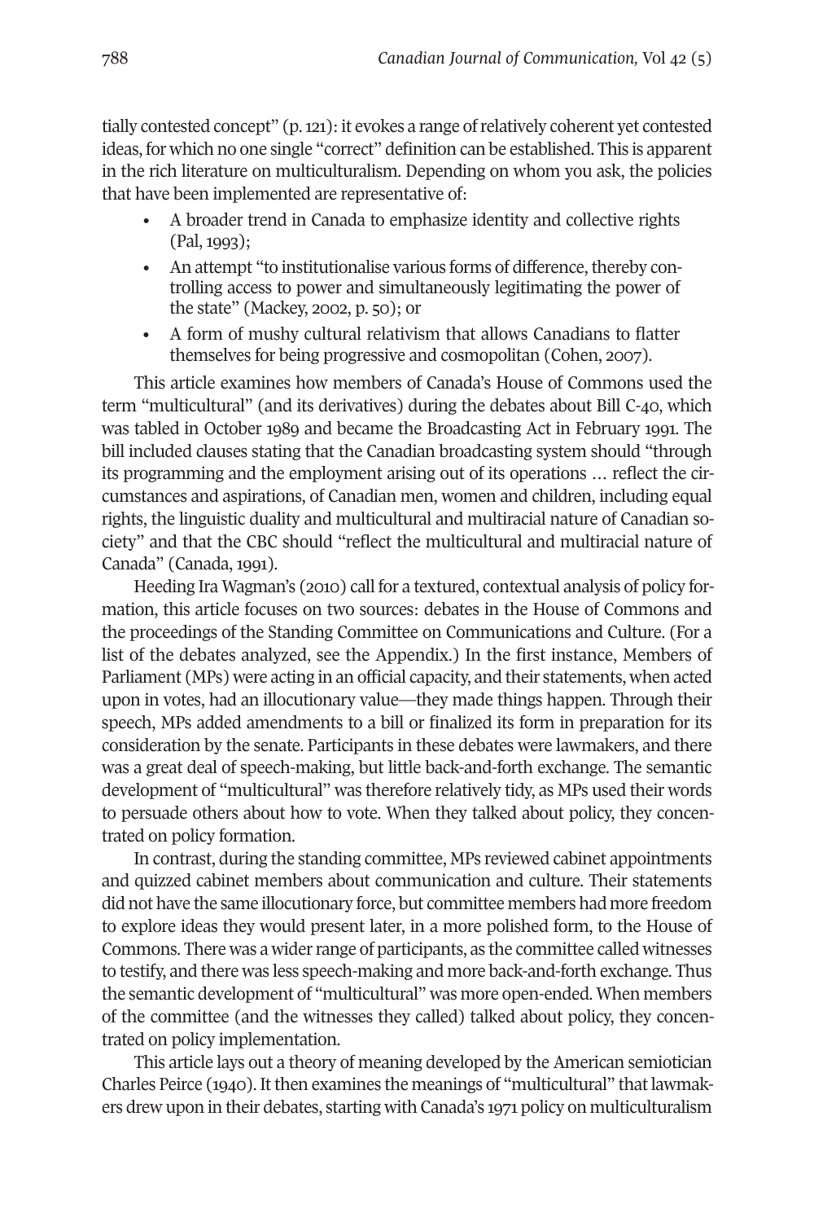tially contested concept" (p. 121): it evokes a range of relatively coherent yet contested ideas, for which no one single "correct" definition can be established. This is apparent in the rich literature on multiculturalism. Depending on whom you ask, the policies that have been implemented are representative of:

- A broader trend in Canada to emphasize identity and collective rights (Pal, 1993);
- An attempt "to institutionalise various forms of difference, thereby controlling access to power and simultaneously legitimating the power of the state" (Mackey, 2002, p. 50); or
- A form of mushy cultural relativism that allows Canadians to flatter themselves for being progressive and cosmopolitan (Cohen, 2007).

This article examines how members of Canada's House of Commons used the term "multicultural" (and its derivatives) during the debates about Bill C-40, which was tabled in October 1989 and became the Broadcasting Act in February 1991. The bill included clauses stating that the Canadian broadcasting system should "through its programming and the employment arising out of its operations … reflect the circumstances and aspirations, of Canadian men, women and children, including equal rights, the linguistic duality and multicultural and multiracial nature of Canadian society" and that the CBC should "reflect the multicultural and multiracial nature of Canada" (Canada, 1991).

Heeding Ira Wagman's (2010) call for a textured, contextual analysis of policy formation, this article focuses on two sources: debates in the House of Commons and the proceedings of the Standing Committee on Communications and Culture. (For a list of the debates analyzed, see the Appendix.) In the first instance, Members of Parliament (MPs) were acting in an official capacity, and their statements, when acted upon in votes, had an illocutionary value—they made things happen. Through their speech, MPs added amendments to a bill or finalized its form in preparation for its consideration by the senate. Participants in these debates were lawmakers, and there was a great deal of speech-making, but little back-and-forth exchange. The semantic development of "multicultural" was therefore relatively tidy, as MPs used their words to persuade others about how to vote. When they talked about policy, they concentrated on policy formation.

In contrast, during the standing committee, MPs reviewed cabinet appointments and quizzed cabinet members about communication and culture. Their statements did not have the same illocutionary force, but committee members had more freedom to explore ideas they would present later, in a more polished form, to the House of Commons. There was a wider range of participants, as the committee called witnesses to testify, and there was less speech-making and more back-and-forth exchange. Thus the semantic development of "multicultural" was more open-ended. When members of the committee (and the witnesses they called) talked about policy, they concentrated on policy implementation.

This article lays out a theory of meaning developed by the American semiotician Charles Peirce (1940). It then examines the meanings of "multicultural" that lawmakers drew upon in their debates, starting with Canada's 1971 policy on multiculturalism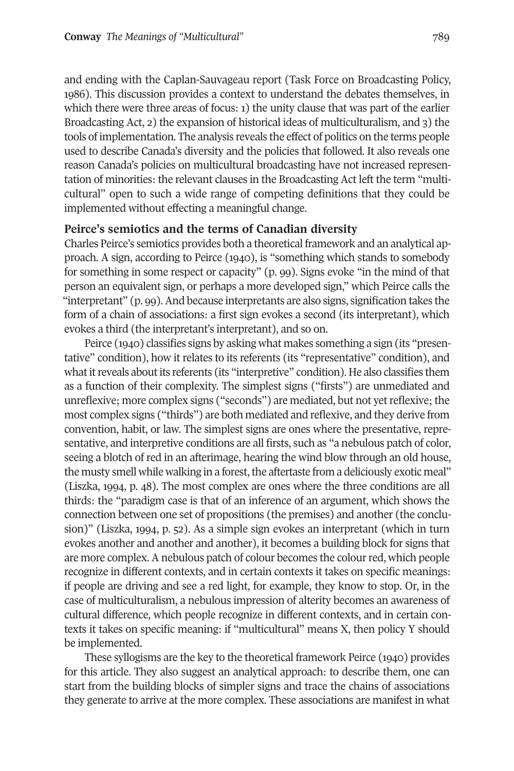and ending with the Caplan-Sauvageau report (Task Force on Broadcasting Policy, 1986). This discussion provides a context to understand the debates themselves, in which there were three areas of focus: 1) the unity clause that was part of the earlier Broadcasting Act, 2) the expansion of historical ideas of multiculturalism, and 3) the tools of implementation. The analysis reveals the effect of politics on the terms people used to describe Canada's diversity and the policies that followed. It also reveals one reason Canada's policies on multicultural broadcasting have not increased representation of minorities: the relevant clauses in the Broadcasting Act left the term "multicultural" open to such a wide range of competing definitions that they could be implemented without effecting a meaningful change.

### Peirce's semiotics and the terms of Canadian diversity

Charles Peirce's semiotics provides both a theoretical framework and an analytical approach. A sign, according to Peirce (1940), is "something which stands to somebody for something in some respect or capacity" (p. 99). Signs evoke "in the mind of that person an equivalent sign, or perhaps a more developed sign," which Peirce calls the "interpretant" (p. 99). And because interpretants are also signs, signification takes the form of a chain of associations: a first sign evokes a second (its interpretant), which evokes a third (the interpretant's interpretant), and so on.

Peirce (1940) classifies signs by asking what makes something a sign (its "presentative" condition), how it relates to its referents (its "representative" condition), and what it reveals about its referents (its "interpretive" condition). He also classifies them as a function of their complexity. The simplest signs ("firsts") are unmediated and unreflexive; more complex signs ("seconds") are mediated, but not yet reflexive; the most complex signs ("thirds") are both mediated and reflexive, and they derive from convention, habit, or law. The simplest signs are ones where the presentative, representative, and interpretive conditions are all firsts, such as "a nebulous patch of color, seeing a blotch of red in an afterimage, hearing the wind blow through an old house, the musty smell while walking in a forest, the aftertaste from a deliciously exotic meal" (Liszka, 1994, p. 48). The most complex are ones where the three conditions are all thirds: the "paradigm case is that of an inference of an argument, which shows the connection between one set of propositions (the premises) and another (the conclusion)" (Liszka, 1994, p. 52). As a simple sign evokes an interpretant (which in turn evokes another and another and another), it becomes a building block for signs that are more complex. A nebulous patch of colour becomes the colour red, which people recognize in different contexts, and in certain contexts it takes on specific meanings: if people are driving and see a red light, for example, they know to stop. Or, in the case of multiculturalism, a nebulous impression of alterity becomes an awareness of cultural difference, which people recognize in different contexts, and in certain contexts it takes on specific meaning: if "multicultural" means X, then policy Y should be implemented.

These syllogisms are the key to the theoretical framework Peirce (1940) provides for this article. They also suggest an analytical approach: to describe them, one can start from the building blocks of simpler signs and trace the chains of associations they generate to arrive at the more complex. These associations are manifest in what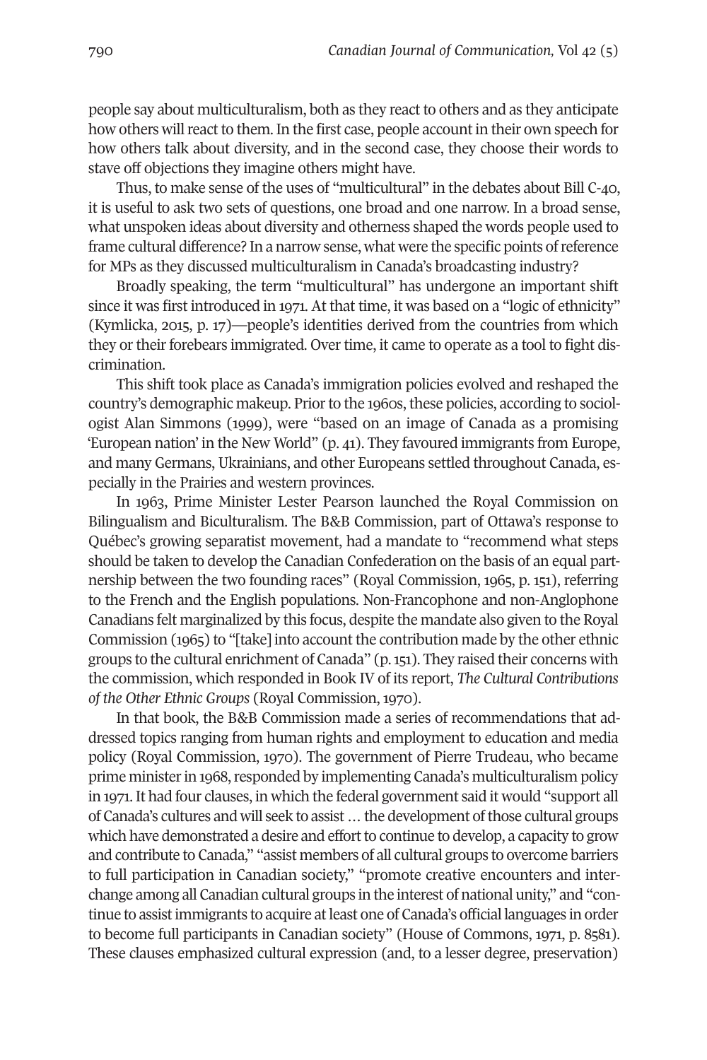people say about multiculturalism, both as they react to others and as they anticipate how others will react to them. In the first case, people account in their own speech for how others talk about diversity, and in the second case, they choose their words to stave off objections they imagine others might have.

Thus, to make sense of the uses of "multicultural" in the debates about Bill C-40, it is useful to ask two sets of questions, one broad and one narrow. In a broad sense, what unspoken ideas about diversity and otherness shaped the words people used to frame cultural difference? In a narrow sense, what were the specific points of reference for MPs as they discussed multiculturalism in Canada's broadcasting industry?

Broadly speaking, the term "multicultural" has undergone an important shift since it was first introduced in 1971. At that time, it was based on a "logic of ethnicity" (Kymlicka, 2015, p. 17)—people's identities derived from the countries from which they or their forebears immigrated. Over time, it came to operate as a tool to fight discrimination.

This shift took place as Canada's immigration policies evolved and reshaped the country's demographic makeup. Prior to the 1960s, these policies, according to sociologist Alan Simmons (1999), were "based on an image of Canada as a promising 'European nation' in the New World" (p. 41). They favoured immigrants from Europe, and many Germans, Ukrainians, and other Europeans settled throughout Canada, especially in the Prairies and western provinces.

In 1963, Prime Minister Lester Pearson launched the Royal Commission on Bilingualism and Biculturalism. The B&B Commission, part of Ottawa's response to Québec's growing separatist movement, had a mandate to "recommend what steps should be taken to develop the Canadian Confederation on the basis of an equal partnership between the two founding races" (Royal Commission, 1965, p. 151), referring to the French and the English populations. Non-Francophone and non-Anglophone Canadians felt marginalized by this focus, despite the mandate also given to the Royal Commission (1965) to "[take] into account the contribution made by the other ethnic groups to the cultural enrichment of Canada" (p. 151). They raised their concerns with the commission, which responded in Book IV of its report, *The Cultural Contributions of the Other Ethnic Groups* (Royal Commission, 1970).

In that book, the B&B Commission made a series of recommendations that addressed topics ranging from human rights and employment to education and media policy (Royal Commission, 1970). The government of Pierre Trudeau, who became prime minister in 1968, responded by implementing Canada's multiculturalism policy in 1971. It had four clauses, in which the federal government said it would "support all of Canada's cultures and will seek to assist … the development of those cultural groups which have demonstrated a desire and effort to continue to develop, a capacity to grow and contribute to Canada," "assist members of all cultural groups to overcome barriers to full participation in Canadian society," "promote creative encounters and interchange among all Canadian cultural groups in the interest of national unity," and "continue to assist immigrants to acquire at least one of Canada's official languages in order to become full participants in Canadian society" (House of Commons, 1971, p. 8581). These clauses emphasized cultural expression (and, to a lesser degree, preservation)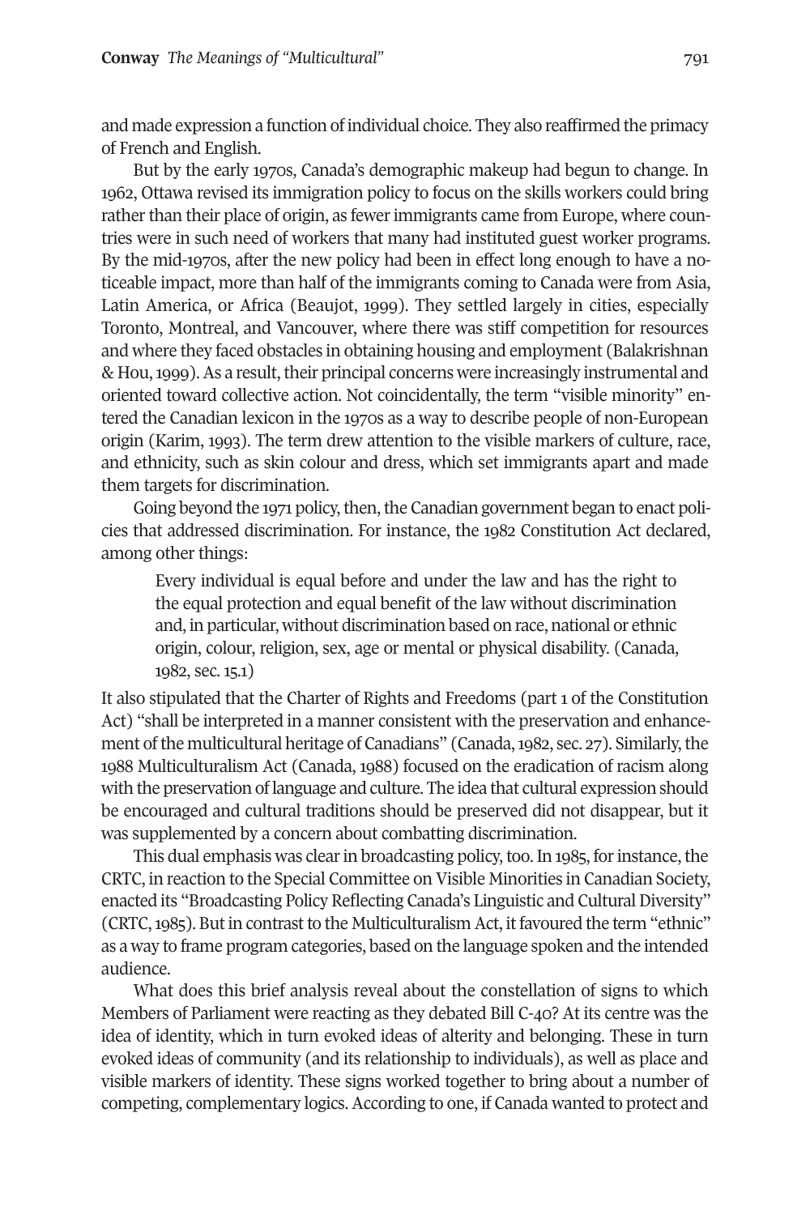and made expression a function of individual choice. They also reaffirmed the primacy of French and English.

But by the early 1970s, Canada's demographic makeup had begun to change. In 1962, Ottawa revised its immigration policy to focus on the skills workers could bring rather than their place of origin, as fewer immigrants came from Europe, where countries were in such need of workers that many had instituted guest worker programs. By the mid-1970s, after the new policy had been in effect long enough to have a noticeable impact, more than half of the immigrants coming to Canada were from Asia, Latin America, or Africa (Beaujot, 1999). They settled largely in cities, especially Toronto, Montreal, and Vancouver, where there was stiff competition for resources and where they faced obstacles in obtaining housing and employment (Balakrishnan & Hou, 1999). As a result, their principal concerns were increasingly instrumental and oriented toward collective action. Not coincidentally, the term "visible minority" entered the Canadian lexicon in the 1970s as a way to describe people of non-European origin (Karim, 1993). The term drew attention to the visible markers of culture, race, and ethnicity, such as skin colour and dress, which set immigrants apart and made them targets for discrimination.

Going beyond the 1971 policy, then, the Canadian government began to enact policies that addressed discrimination. For instance, the 1982 Constitution Act declared, among other things:

> Every individual is equal before and under the law and has the right to the equal protection and equal benefit of the law without discrimination and, in particular, without discrimination based on race, national or ethnic origin, colour, religion, sex, age or mental or physical disability. (Canada, 1982, sec. 15.1)

It also stipulated that the Charter of Rights and Freedoms (part 1 of the Constitution Act) "shall be interpreted in a manner consistent with the preservation and enhancement of the multicultural heritage of Canadians" (Canada, 1982, sec. 27). Similarly, the 1988 Multiculturalism Act (Canada, 1988) focused on the eradication of racism along with the preservation of language and culture. The idea that cultural expression should be encouraged and cultural traditions should be preserved did not disappear, but it was supplemented by a concern about combatting discrimination.

This dual emphasis was clear in broadcasting policy, too. In 1985, for instance, the CRTC, in reaction to the Special Committee on Visible Minorities in Canadian Society, enacted its "Broadcasting Policy Reflecting Canada's Linguistic and Cultural Diversity" (CRTC, 1985). But in contrast to the Multiculturalism Act, it favoured the term "ethnic" as a way to frame program categories, based on the language spoken and the intended audience.

What does this brief analysis reveal about the constellation of signs to which Members of Parliament were reacting as they debated Bill C-40? At its centre was the idea of identity, which in turn evoked ideas of alterity and belonging. These in turn evoked ideas of community (and its relationship to individuals), as well as place and visible markers of identity. These signs worked together to bring about a number of competing, complementary logics. According to one, if Canada wanted to protect and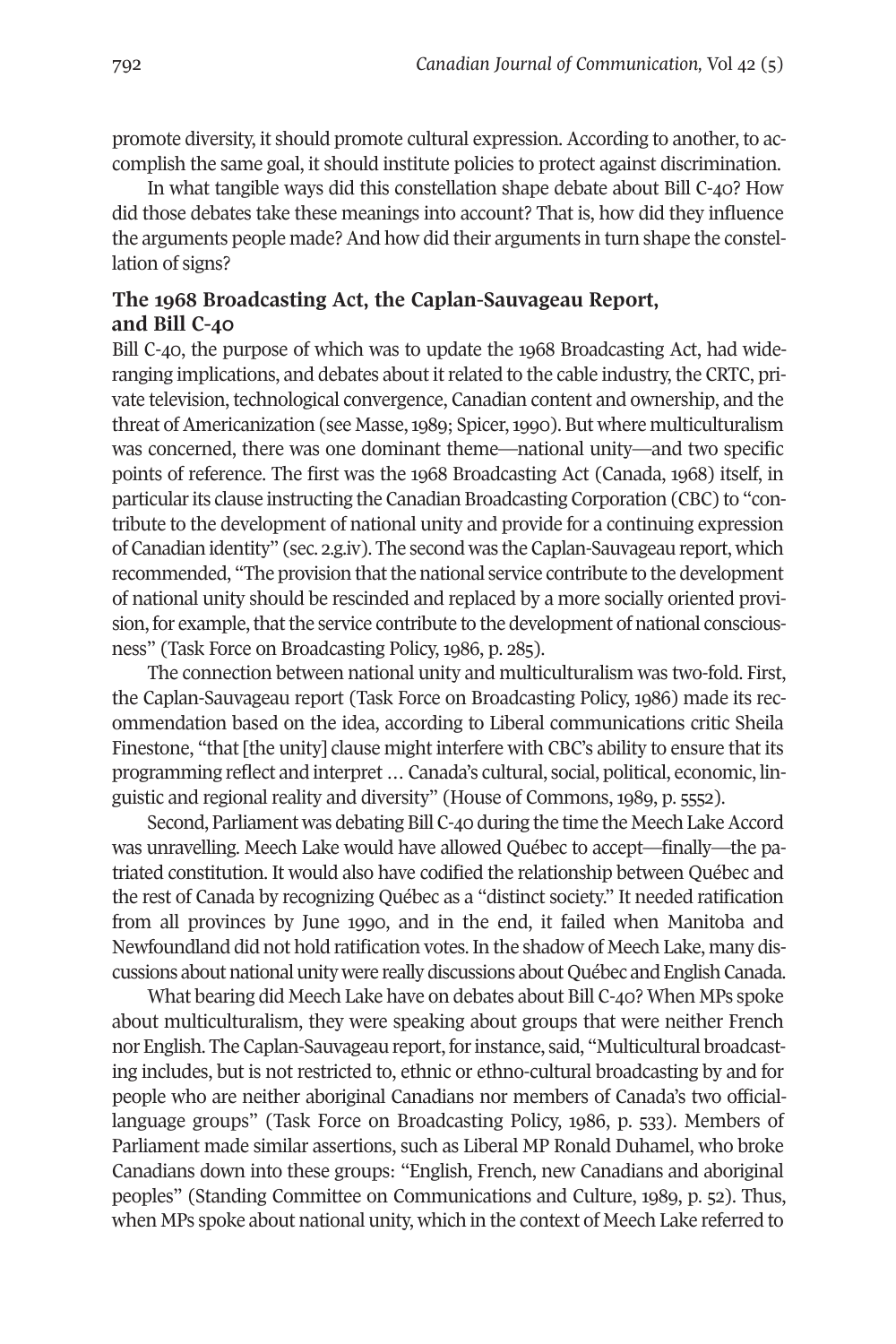promote diversity, it should promote cultural expression. According to another, to accomplish the same goal, it should institute policies to protect against discrimination.

In what tangible ways did this constellation shape debate about Bill C-40? How did those debates take these meanings into account? That is, how did they influence the arguments people made? And how did their arguments in turn shape the constellation of signs?

### The 1968 Broadcasting Act, the Caplan-Sauvageau Report, and Bill C-40

Bill C-40, the purpose of which was to update the 1968 Broadcasting Act, had wide-ranging implications, and debates about it related to the cable industry, the CRTC, private television, technological convergence, Canadian content and ownership, and the threat of Americanization (see Masse, 1989; Spicer, 1990). But where multiculturalism was concerned, there was one dominant theme—national unity—and two specific points of reference. The first was the 1968 Broadcasting Act (Canada, 1968) itself, in particular its clause instructing the Canadian Broadcasting Corporation (CBC) to "contribute to the development of national unity and provide for a continuing expression of Canadian identity" (sec. 2.g.iv). The second was the Caplan-Sauvageau report, which recommended, "The provision that the national service contribute to the development of national unity should be rescinded and replaced by a more socially oriented provision, for example, that the service contribute to the development of national consciousness" (Task Force on Broadcasting Policy, 1986, p. 285).

The connection between national unity and multiculturalism was two-fold. First, the Caplan-Sauvageau report (Task Force on Broadcasting Policy, 1986) made its recommendation based on the idea, according to Liberal communications critic Sheila Finestone, "that [the unity] clause might interfere with CBC's ability to ensure that its programming reflect and interpret … Canada's cultural, social, political, economic, linguistic and regional reality and diversity" (House of Commons, 1989, p. 5552).

Second, Parliament was debating Bill C-40 during the time the Meech Lake Accord was unravelling. Meech Lake would have allowed Québec to accept—finally—the patriated constitution. It would also have codified the relationship between Québec and the rest of Canada by recognizing Québec as a "distinct society." It needed ratification from all provinces by June 1990, and in the end, it failed when Manitoba and Newfoundland did not hold ratification votes. In the shadow of Meech Lake, many discussions about national unity were really discussions about Québec and English Canada.

What bearing did Meech Lake have on debates about Bill C-40? When MPs spoke about multiculturalism, they were speaking about groups that were neither French nor English. The Caplan-Sauvageau report, for instance, said, "Multicultural broadcasting includes, but is not restricted to, ethnic or ethno-cultural broadcasting by and for people who are neither aboriginal Canadians nor members of Canada's two official-language groups" (Task Force on Broadcasting Policy, 1986, p. 533). Members of Parliament made similar assertions, such as Liberal MP Ronald Duhamel, who broke Canadians down into these groups: "English, French, new Canadians and aboriginal peoples" (Standing Committee on Communications and Culture, 1989, p. 52). Thus, when MPs spoke about national unity, which in the context of Meech Lake referred to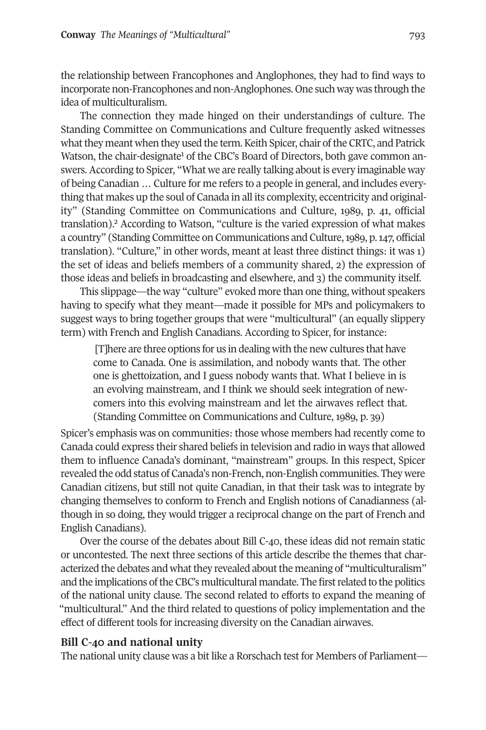the relationship between Francophones and Anglophones, they had to find ways to incorporate non-Francophones and non-Anglophones. One such way was through the idea of multiculturalism.

The connection they made hinged on their understandings of culture. The Standing Committee on Communications and Culture frequently asked witnesses what they meant when they used the term. Keith Spicer, chair of the CRTC, and Patrick Watson, the chair-designate[1] of the CBC's Board of Directors, both gave common answers. According to Spicer, "What we are really talking about is every imaginable way of being Canadian … Culture for me refers to a people in general, and includes everything that makes up the soul of Canada in all its complexity, eccentricity and originality" (Standing Committee on Communications and Culture, 1989, p. 41, official translation).[2] According to Watson, "culture is the varied expression of what makes a country" (Standing Committee on Communications and Culture, 1989, p. 147, official translation). "Culture," in other words, meant at least three distinct things: it was 1) the set of ideas and beliefs members of a community shared, 2) the expression of those ideas and beliefs in broadcasting and elsewhere, and 3) the community itself.

This slippage—the way "culture" evoked more than one thing, without speakers having to specify what they meant—made it possible for MPs and policymakers to suggest ways to bring together groups that were "multicultural" (an equally slippery term) with French and English Canadians. According to Spicer, for instance:

> [T]here are three options for us in dealing with the new cultures that have come to Canada. One is assimilation, and nobody wants that. The other one is ghettoization, and I guess nobody wants that. What I believe in is an evolving mainstream, and I think we should seek integration of newcomers into this evolving mainstream and let the airwaves reflect that. (Standing Committee on Communications and Culture, 1989, p. 39)

Spicer's emphasis was on communities: those whose members had recently come to Canada could express their shared beliefs in television and radio in ways that allowed them to influence Canada's dominant, "mainstream" groups. In this respect, Spicer revealed the odd status of Canada's non-French, non-English communities. They were Canadian citizens, but still not quite Canadian, in that their task was to integrate by changing themselves to conform to French and English notions of Canadianness (although in so doing, they would trigger a reciprocal change on the part of French and English Canadians).

Over the course of the debates about Bill C-40, these ideas did not remain static or uncontested. The next three sections of this article describe the themes that characterized the debates and what they revealed about the meaning of "multiculturalism" and the implications of the CBC's multicultural mandate. The first related to the politics of the national unity clause. The second related to efforts to expand the meaning of "multicultural." And the third related to questions of policy implementation and the effect of different tools for increasing diversity on the Canadian airwaves.

## Bill C-40 and national unity

The national unity clause was a bit like a Rorschach test for Members of Parliament—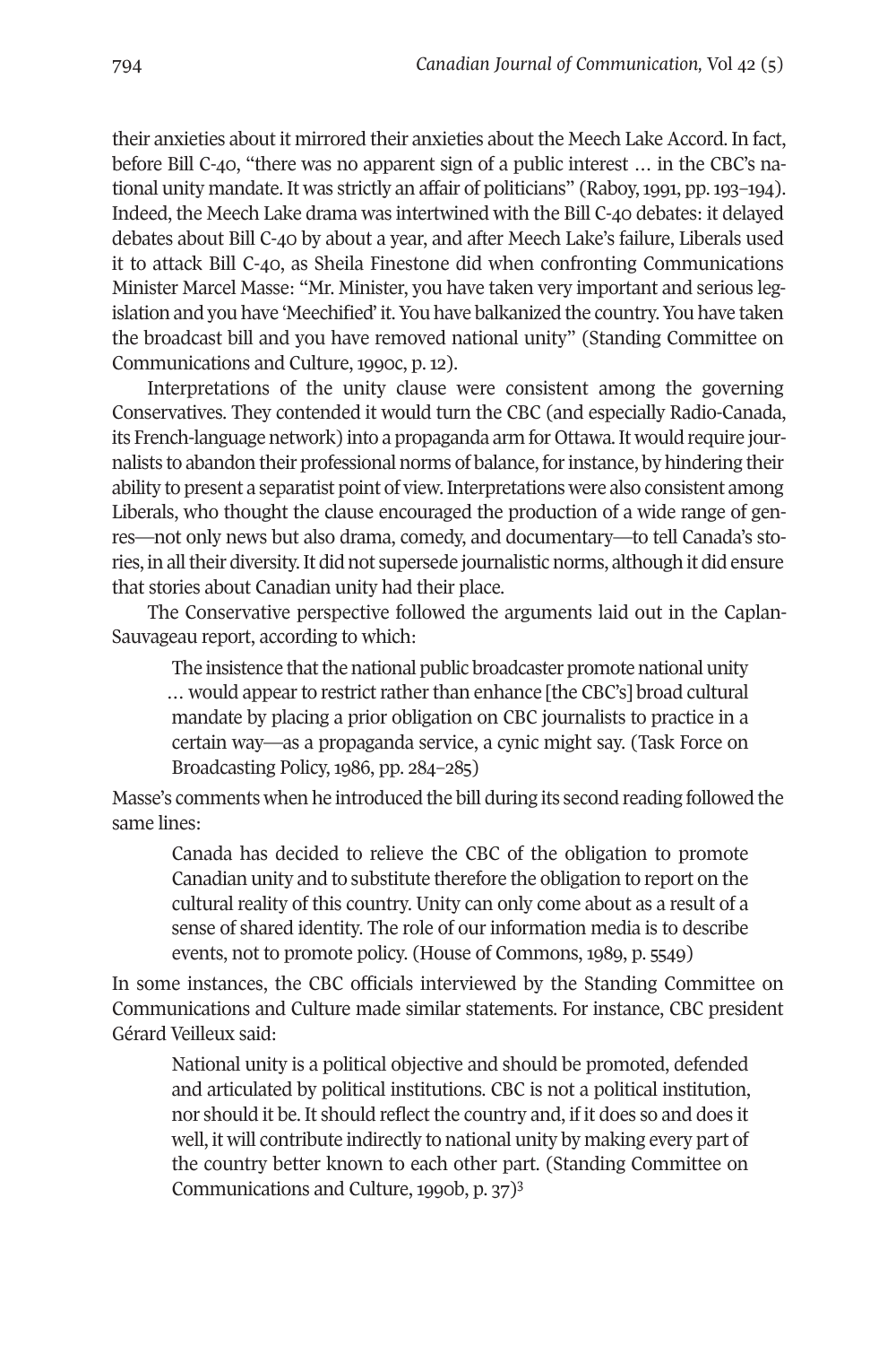their anxieties about it mirrored their anxieties about the Meech Lake Accord. In fact, before Bill C-40, "there was no apparent sign of a public interest … in the CBC's national unity mandate. It was strictly an affair of politicians" (Raboy, 1991, pp. 193–194). Indeed, the Meech Lake drama was intertwined with the Bill C-40 debates: it delayed debates about Bill C-40 by about a year, and after Meech Lake's failure, Liberals used it to attack Bill C-40, as Sheila Finestone did when confronting Communications Minister Marcel Masse: "Mr. Minister, you have taken very important and serious legislation and you have 'Meechified' it. You have balkanized the country. You have taken the broadcast bill and you have removed national unity" (Standing Committee on Communications and Culture, 1990c, p. 12).

Interpretations of the unity clause were consistent among the governing Conservatives. They contended it would turn the CBC (and especially Radio-Canada, its French-language network) into a propaganda arm for Ottawa. It would require journalists to abandon their professional norms of balance, for instance, by hindering their ability to present a separatist point of view. Interpretations were also consistent among Liberals, who thought the clause encouraged the production of a wide range of genres—not only news but also drama, comedy, and documentary—to tell Canada's stories, in all their diversity. It did not supersede journalistic norms, although it did ensure that stories about Canadian unity had their place.

The Conservative perspective followed the arguments laid out in the Caplan-Sauvageau report, according to which:

> The insistence that the national public broadcaster promote national unity … would appear to restrict rather than enhance [the CBC's] broad cultural mandate by placing a prior obligation on CBC journalists to practice in a certain way—as a propaganda service, a cynic might say. (Task Force on Broadcasting Policy, 1986, pp. 284–285)

Masse's comments when he introduced the bill during its second reading followed the same lines:

> Canada has decided to relieve the CBC of the obligation to promote Canadian unity and to substitute therefore the obligation to report on the cultural reality of this country. Unity can only come about as a result of a sense of shared identity. The role of our information media is to describe events, not to promote policy. (House of Commons, 1989, p. 5549)

In some instances, the CBC officials interviewed by the Standing Committee on Communications and Culture made similar statements. For instance, CBC president Gérard Veilleux said:

> National unity is a political objective and should be promoted, defended and articulated by political institutions. CBC is not a political institution, nor should it be. It should reflect the country and, if it does so and does it well, it will contribute indirectly to national unity by making every part of the country better known to each other part. (Standing Committee on Communications and Culture, 1990b, p. 37)[3]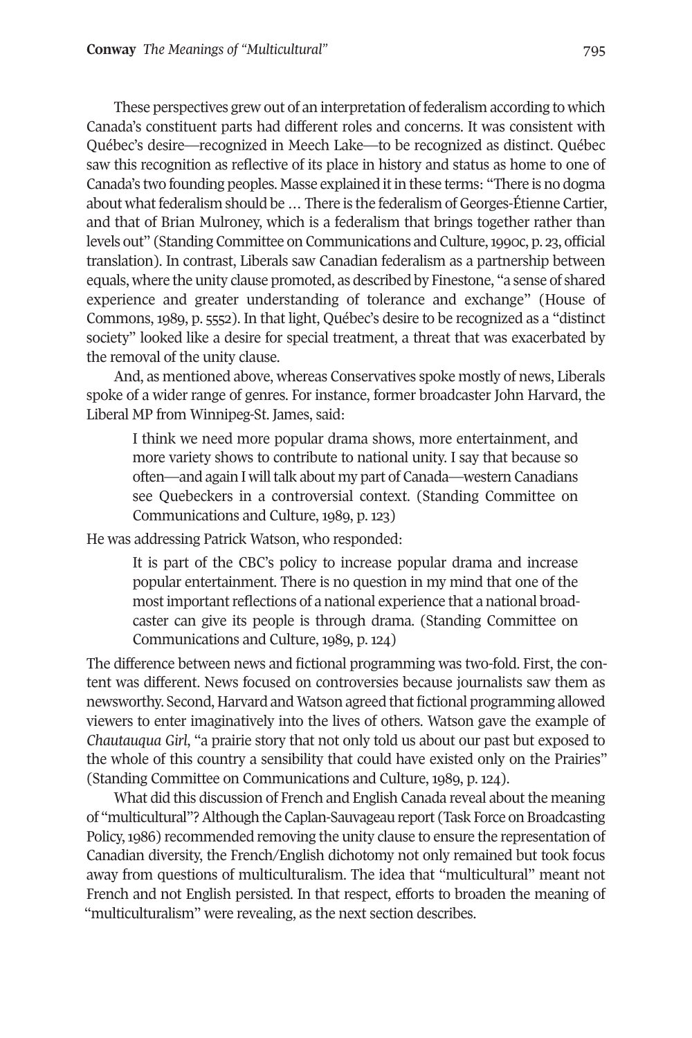These perspectives grew out of an interpretation of federalism according to which Canada's constituent parts had different roles and concerns. It was consistent with Québec's desire—recognized in Meech Lake—to be recognized as distinct. Québec saw this recognition as reflective of its place in history and status as home to one of Canada's two founding peoples. Masse explained it in these terms: "There is no dogma about what federalism should be … There is the federalism of Georges-Étienne Cartier, and that of Brian Mulroney, which is a federalism that brings together rather than levels out" (Standing Committee on Communications and Culture, 1990c, p. 23, official translation). In contrast, Liberals saw Canadian federalism as a partnership between equals, where the unity clause promoted, as described by Finestone, "a sense of shared experience and greater understanding of tolerance and exchange" (House of Commons, 1989, p. 5552). In that light, Québec's desire to be recognized as a "distinct society" looked like a desire for special treatment, a threat that was exacerbated by the removal of the unity clause.

And, as mentioned above, whereas Conservatives spoke mostly of news, Liberals spoke of a wider range of genres. For instance, former broadcaster John Harvard, the Liberal MP from Winnipeg-St. James, said:

> I think we need more popular drama shows, more entertainment, and more variety shows to contribute to national unity. I say that because so often—and again I will talk about my part of Canada—western Canadians see Quebeckers in a controversial context. (Standing Committee on Communications and Culture, 1989, p. 123)

He was addressing Patrick Watson, who responded:

> It is part of the CBC's policy to increase popular drama and increase popular entertainment. There is no question in my mind that one of the most important reflections of a national experience that a national broadcaster can give its people is through drama. (Standing Committee on Communications and Culture, 1989, p. 124)

The difference between news and fictional programming was two-fold. First, the content was different. News focused on controversies because journalists saw them as newsworthy. Second, Harvard and Watson agreed that fictional programming allowed viewers to enter imaginatively into the lives of others. Watson gave the example of *Chautauqua Girl*, "a prairie story that not only told us about our past but exposed to the whole of this country a sensibility that could have existed only on the Prairies" (Standing Committee on Communications and Culture, 1989, p. 124).

What did this discussion of French and English Canada reveal about the meaning of "multicultural"? Although the Caplan-Sauvageau report (Task Force on Broadcasting Policy, 1986) recommended removing the unity clause to ensure the representation of Canadian diversity, the French/English dichotomy not only remained but took focus away from questions of multiculturalism. The idea that "multicultural" meant not French and not English persisted. In that respect, efforts to broaden the meaning of "multiculturalism" were revealing, as the next section describes.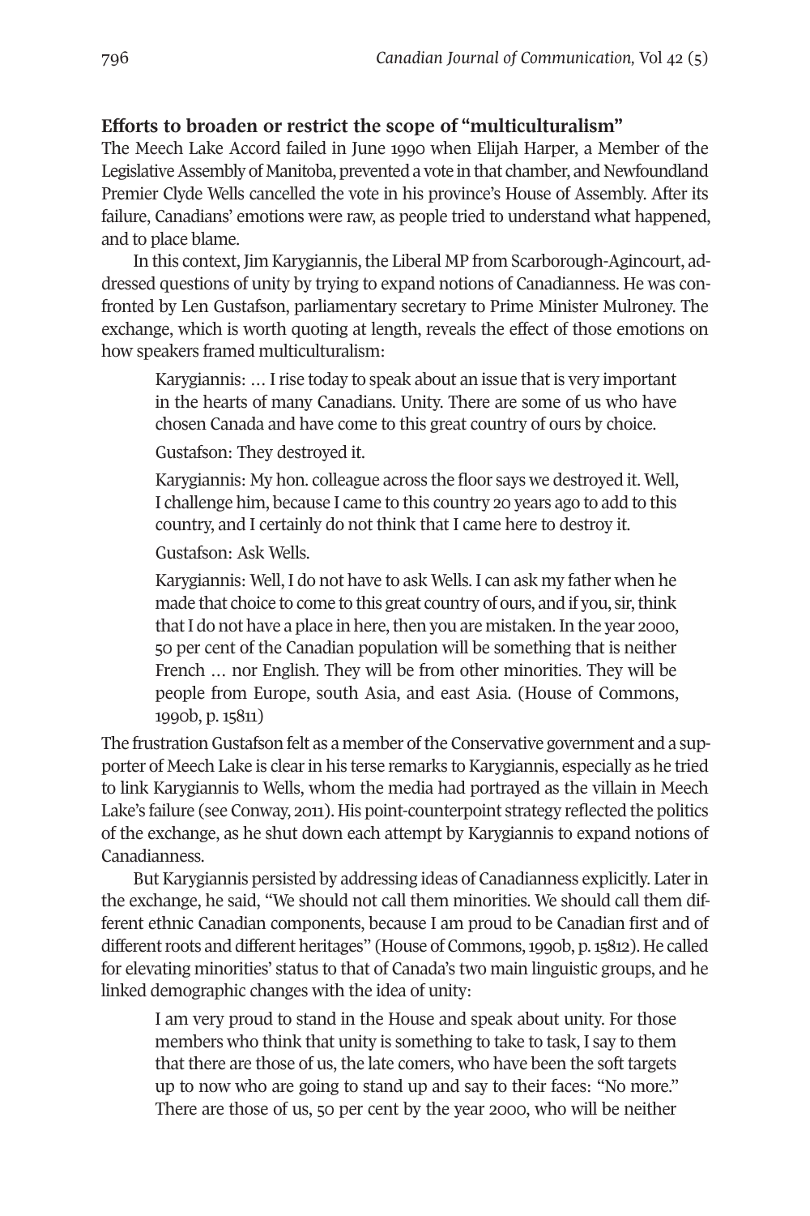### Efforts to broaden or restrict the scope of "multiculturalism"

The Meech Lake Accord failed in June 1990 when Elijah Harper, a Member of the Legislative Assembly of Manitoba, prevented a vote in that chamber, and Newfoundland Premier Clyde Wells cancelled the vote in his province's House of Assembly. After its failure, Canadians' emotions were raw, as people tried to understand what happened, and to place blame.

In this context, Jim Karygiannis, the Liberal MP from Scarborough-Agincourt, addressed questions of unity by trying to expand notions of Canadianness. He was confronted by Len Gustafson, parliamentary secretary to Prime Minister Mulroney. The exchange, which is worth quoting at length, reveals the effect of those emotions on how speakers framed multiculturalism:

> Karygiannis: … I rise today to speak about an issue that is very important in the hearts of many Canadians. Unity. There are some of us who have chosen Canada and have come to this great country of ours by choice.
>
> Gustafson: They destroyed it.
>
> Karygiannis: My hon. colleague across the floor says we destroyed it. Well, I challenge him, because I came to this country 20 years ago to add to this country, and I certainly do not think that I came here to destroy it.
>
> Gustafson: Ask Wells.
>
> Karygiannis: Well, I do not have to ask Wells. I can ask my father when he made that choice to come to this great country of ours, and if you, sir, think that I do not have a place in here, then you are mistaken. In the year 2000, 50 per cent of the Canadian population will be something that is neither French … nor English. They will be from other minorities. They will be people from Europe, south Asia, and east Asia. (House of Commons, 1990b, p. 15811)

The frustration Gustafson felt as a member of the Conservative government and a supporter of Meech Lake is clear in his terse remarks to Karygiannis, especially as he tried to link Karygiannis to Wells, whom the media had portrayed as the villain in Meech Lake's failure (see Conway, 2011). His point-counterpoint strategy reflected the politics of the exchange, as he shut down each attempt by Karygiannis to expand notions of Canadianness.

But Karygiannis persisted by addressing ideas of Canadianness explicitly. Later in the exchange, he said, "We should not call them minorities. We should call them different ethnic Canadian components, because I am proud to be Canadian first and of different roots and different heritages" (House of Commons, 1990b, p. 15812). He called for elevating minorities' status to that of Canada's two main linguistic groups, and he linked demographic changes with the idea of unity:

> I am very proud to stand in the House and speak about unity. For those members who think that unity is something to take to task, I say to them that there are those of us, the late comers, who have been the soft targets up to now who are going to stand up and say to their faces: "No more." There are those of us, 50 per cent by the year 2000, who will be neither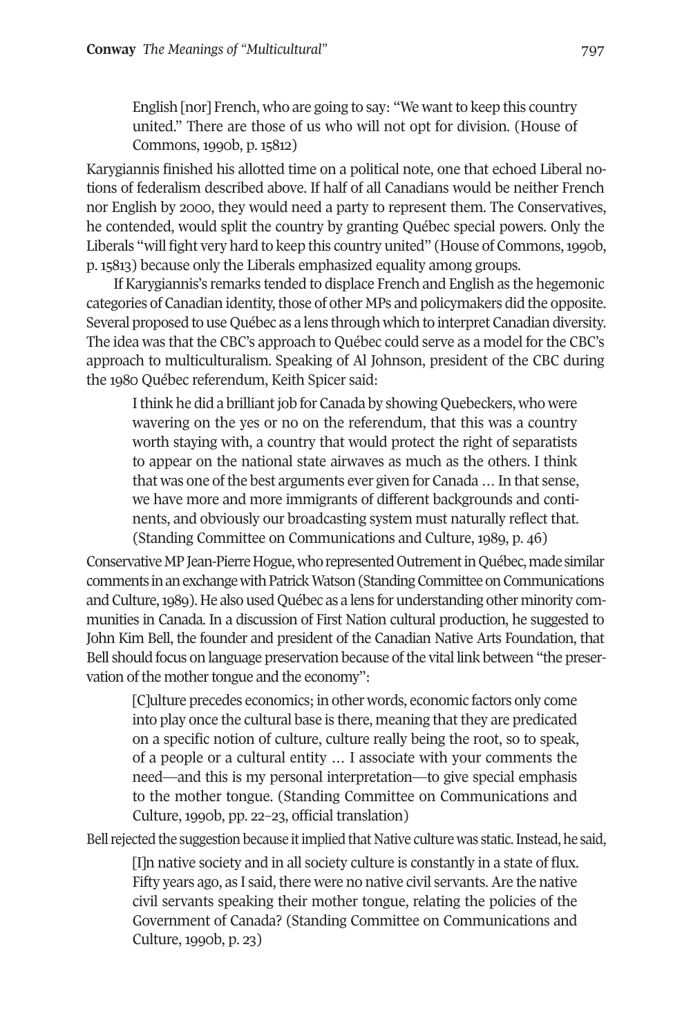> English [nor] French, who are going to say: "We want to keep this country united." There are those of us who will not opt for division. (House of Commons, 1990b, p. 15812)

Karygiannis finished his allotted time on a political note, one that echoed Liberal notions of federalism described above. If half of all Canadians would be neither French nor English by 2000, they would need a party to represent them. The Conservatives, he contended, would split the country by granting Québec special powers. Only the Liberals "will fight very hard to keep this country united" (House of Commons, 1990b, p. 15813) because only the Liberals emphasized equality among groups.

If Karygiannis's remarks tended to displace French and English as the hegemonic categories of Canadian identity, those of other MPs and policymakers did the opposite. Several proposed to use Québec as a lens through which to interpret Canadian diversity. The idea was that the CBC's approach to Québec could serve as a model for the CBC's approach to multiculturalism. Speaking of Al Johnson, president of the CBC during the 1980 Québec referendum, Keith Spicer said:

> I think he did a brilliant job for Canada by showing Quebeckers, who were wavering on the yes or no on the referendum, that this was a country worth staying with, a country that would protect the right of separatists to appear on the national state airwaves as much as the others. I think that was one of the best arguments ever given for Canada … In that sense, we have more and more immigrants of different backgrounds and continents, and obviously our broadcasting system must naturally reflect that. (Standing Committee on Communications and Culture, 1989, p. 46)

Conservative MP Jean-Pierre Hogue, who represented Outrement in Québec, made similar comments in an exchange with Patrick Watson (Standing Committee on Communications and Culture, 1989). He also used Québec as a lens for understanding other minority communities in Canada. In a discussion of First Nation cultural production, he suggested to John Kim Bell, the founder and president of the Canadian Native Arts Foundation, that Bell should focus on language preservation because of the vital link between "the preservation of the mother tongue and the economy":

> [C]ulture precedes economics; in other words, economic factors only come into play once the cultural base is there, meaning that they are predicated on a specific notion of culture, culture really being the root, so to speak, of a people or a cultural entity … I associate with your comments the need—and this is my personal interpretation—to give special emphasis to the mother tongue. (Standing Committee on Communications and Culture, 1990b, pp. 22–23, official translation)

Bell rejected the suggestion because it implied that Native culture was static. Instead, he said,

> [I]n native society and in all society culture is constantly in a state of flux. Fifty years ago, as I said, there were no native civil servants. Are the native civil servants speaking their mother tongue, relating the policies of the Government of Canada? (Standing Committee on Communications and Culture, 1990b, p. 23)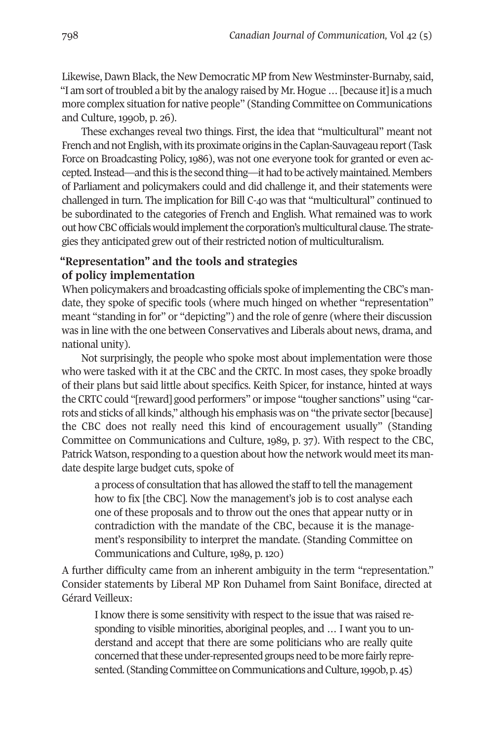Likewise, Dawn Black, the New Democratic MP from New Westminster-Burnaby, said, "I am sort of troubled a bit by the analogy raised by Mr. Hogue … [because it] is a much more complex situation for native people" (Standing Committee on Communications and Culture, 1990b, p. 26).

These exchanges reveal two things. First, the idea that "multicultural" meant not French and not English, with its proximate origins in the Caplan-Sauvageau report (Task Force on Broadcasting Policy, 1986), was not one everyone took for granted or even accepted. Instead—and this is the second thing—it had to be actively maintained. Members of Parliament and policymakers could and did challenge it, and their statements were challenged in turn. The implication for Bill C-40 was that "multicultural" continued to be subordinated to the categories of French and English. What remained was to work out how CBC officials would implement the corporation's multicultural clause. The strategies they anticipated grew out of their restricted notion of multiculturalism.

## "Representation" and the tools and strategies of policy implementation

When policymakers and broadcasting officials spoke of implementing the CBC's mandate, they spoke of specific tools (where much hinged on whether "representation" meant "standing in for" or "depicting") and the role of genre (where their discussion was in line with the one between Conservatives and Liberals about news, drama, and national unity).

Not surprisingly, the people who spoke most about implementation were those who were tasked with it at the CBC and the CRTC. In most cases, they spoke broadly of their plans but said little about specifics. Keith Spicer, for instance, hinted at ways the CRTC could "[reward] good performers" or impose "tougher sanctions" using "carrots and sticks of all kinds," although his emphasis was on "the private sector [because] the CBC does not really need this kind of encouragement usually" (Standing Committee on Communications and Culture, 1989, p. 37). With respect to the CBC, Patrick Watson, responding to a question about how the network would meet its mandate despite large budget cuts, spoke of

> a process of consultation that has allowed the staff to tell the management how to fix [the CBC]. Now the management's job is to cost analyse each one of these proposals and to throw out the ones that appear nutty or in contradiction with the mandate of the CBC, because it is the management's responsibility to interpret the mandate. (Standing Committee on Communications and Culture, 1989, p. 120)

A further difficulty came from an inherent ambiguity in the term "representation." Consider statements by Liberal MP Ron Duhamel from Saint Boniface, directed at Gérard Veilleux:

> I know there is some sensitivity with respect to the issue that was raised responding to visible minorities, aboriginal peoples, and … I want you to understand and accept that there are some politicians who are really quite concerned that these under-represented groups need to be more fairly represented. (Standing Committee on Communications and Culture, 1990b, p. 45)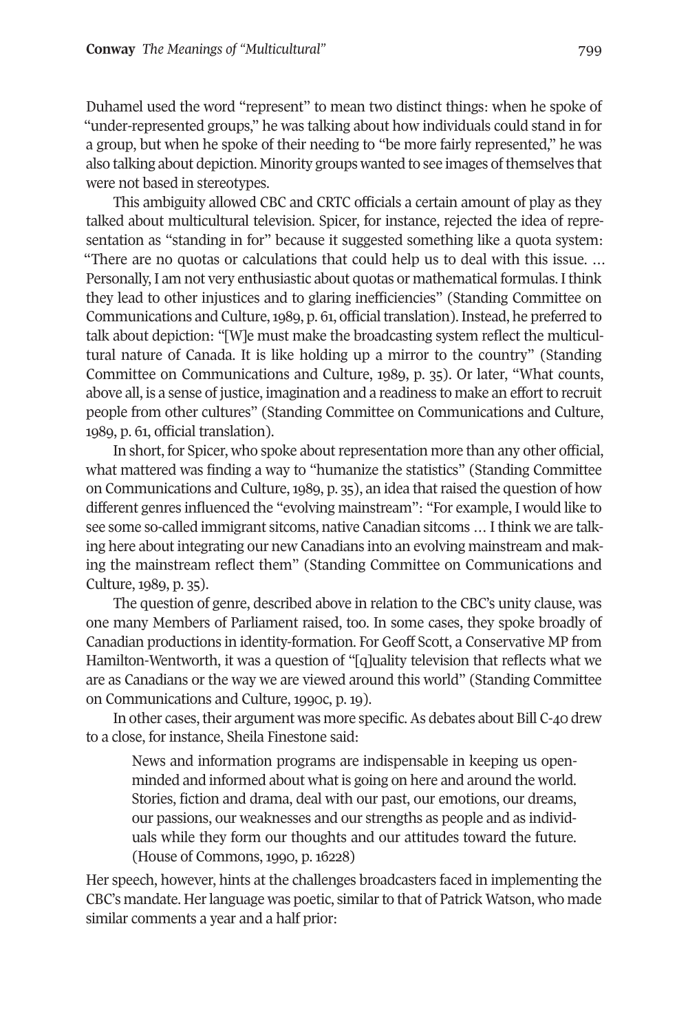Duhamel used the word "represent" to mean two distinct things: when he spoke of "under-represented groups," he was talking about how individuals could stand in for a group, but when he spoke of their needing to "be more fairly represented," he was also talking about depiction. Minority groups wanted to see images of themselves that were not based in stereotypes.

This ambiguity allowed CBC and CRTC officials a certain amount of play as they talked about multicultural television. Spicer, for instance, rejected the idea of representation as "standing in for" because it suggested something like a quota system: "There are no quotas or calculations that could help us to deal with this issue. … Personally, I am not very enthusiastic about quotas or mathematical formulas. I think they lead to other injustices and to glaring inefficiencies" (Standing Committee on Communications and Culture, 1989, p. 61, official translation). Instead, he preferred to talk about depiction: "[W]e must make the broadcasting system reflect the multicultural nature of Canada. It is like holding up a mirror to the country" (Standing Committee on Communications and Culture, 1989, p. 35). Or later, "What counts, above all, is a sense of justice, imagination and a readiness to make an effort to recruit people from other cultures" (Standing Committee on Communications and Culture, 1989, p. 61, official translation).

In short, for Spicer, who spoke about representation more than any other official, what mattered was finding a way to "humanize the statistics" (Standing Committee on Communications and Culture, 1989, p. 35), an idea that raised the question of how different genres influenced the "evolving mainstream": "For example, I would like to see some so-called immigrant sitcoms, native Canadian sitcoms … I think we are talking here about integrating our new Canadians into an evolving mainstream and making the mainstream reflect them" (Standing Committee on Communications and Culture, 1989, p. 35).

The question of genre, described above in relation to the CBC's unity clause, was one many Members of Parliament raised, too. In some cases, they spoke broadly of Canadian productions in identity-formation. For Geoff Scott, a Conservative MP from Hamilton-Wentworth, it was a question of "[q]uality television that reflects what we are as Canadians or the way we are viewed around this world" (Standing Committee on Communications and Culture, 1990c, p. 19).

In other cases, their argument was more specific. As debates about Bill C-40 drew to a close, for instance, Sheila Finestone said:

> News and information programs are indispensable in keeping us open-minded and informed about what is going on here and around the world. Stories, fiction and drama, deal with our past, our emotions, our dreams, our passions, our weaknesses and our strengths as people and as individuals while they form our thoughts and our attitudes toward the future. (House of Commons, 1990, p. 16228)

Her speech, however, hints at the challenges broadcasters faced in implementing the CBC's mandate. Her language was poetic, similar to that of Patrick Watson, who made similar comments a year and a half prior: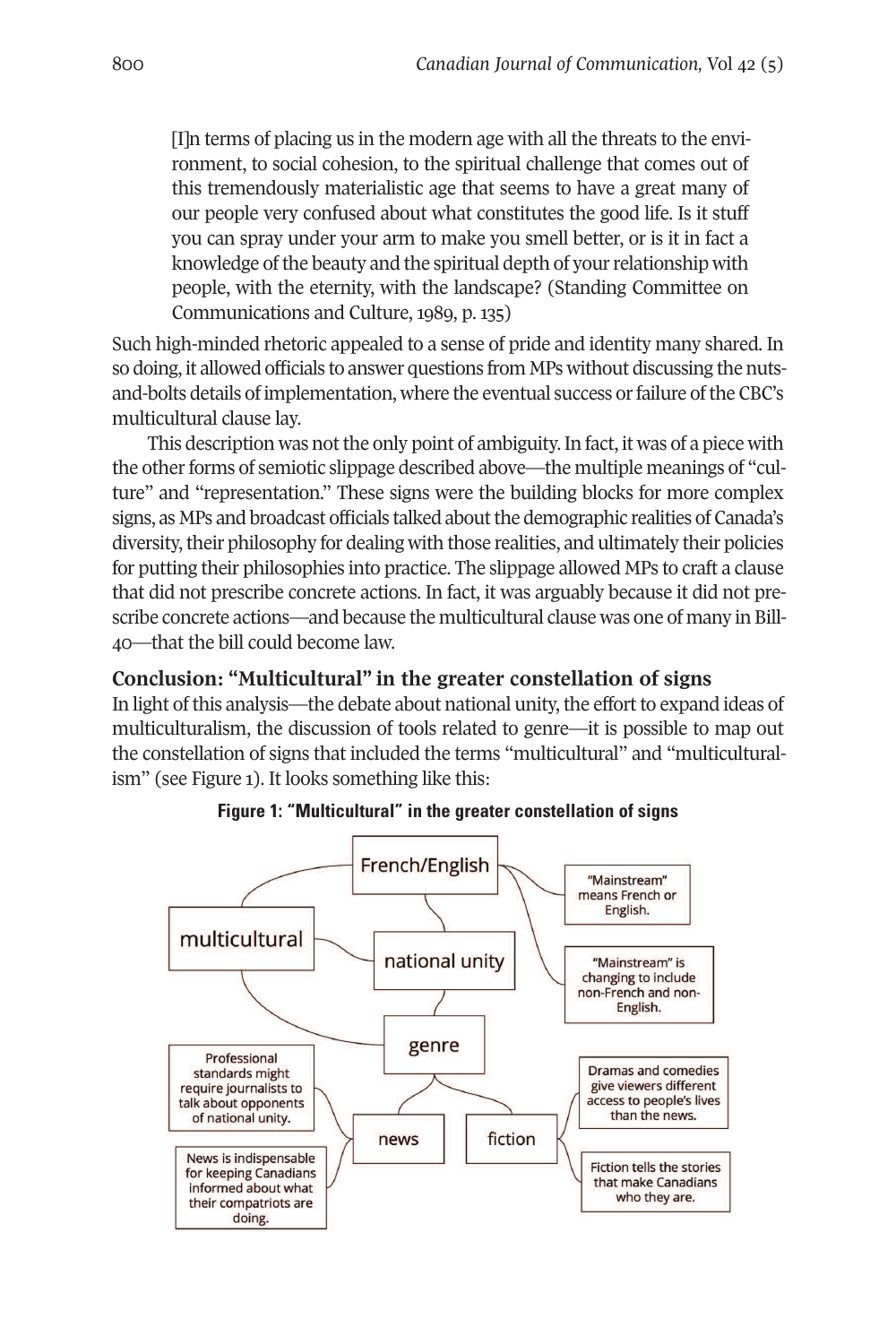> [I]n terms of placing us in the modern age with all the threats to the environment, to social cohesion, to the spiritual challenge that comes out of this tremendously materialistic age that seems to have a great many of our people very confused about what constitutes the good life. Is it stuff you can spray under your arm to make you smell better, or is it in fact a knowledge of the beauty and the spiritual depth of your relationship with people, with the eternity, with the landscape? (Standing Committee on Communications and Culture, 1989, p. 135)

Such high-minded rhetoric appealed to a sense of pride and identity many shared. In so doing, it allowed officials to answer questions from MPs without discussing the nuts-and-bolts details of implementation, where the eventual success or failure of the CBC's multicultural clause lay.

This description was not the only point of ambiguity. In fact, it was of a piece with the other forms of semiotic slippage described above—the multiple meanings of "culture" and "representation." These signs were the building blocks for more complex signs, as MPs and broadcast officials talked about the demographic realities of Canada's diversity, their philosophy for dealing with those realities, and ultimately their policies for putting their philosophies into practice. The slippage allowed MPs to craft a clause that did not prescribe concrete actions. In fact, it was arguably because it did not prescribe concrete actions—and because the multicultural clause was one of many in Bill-40—that the bill could become law.

## Conclusion: "Multicultural" in the greater constellation of signs

In light of this analysis—the debate about national unity, the effort to expand ideas of multiculturalism, the discussion of tools related to genre—it is possible to map out the constellation of signs that included the terms "multicultural" and "multiculturalism" (see Figure 1). It looks something like this:

**Figure 1: "Multicultural" in the greater constellation of signs**

French/English

"Mainstream" means French or English.

multicultural

national unity

"Mainstream" is changing to include non-French and non-English.

genre

Professional standards might require journalists to talk about opponents of national unity.

Dramas and comedies give viewers different access to people's lives than the news.

news

fiction

News is indispensable for keeping Canadians informed about what their compatriots are doing.

Fiction tells the stories that make Canadians who they are.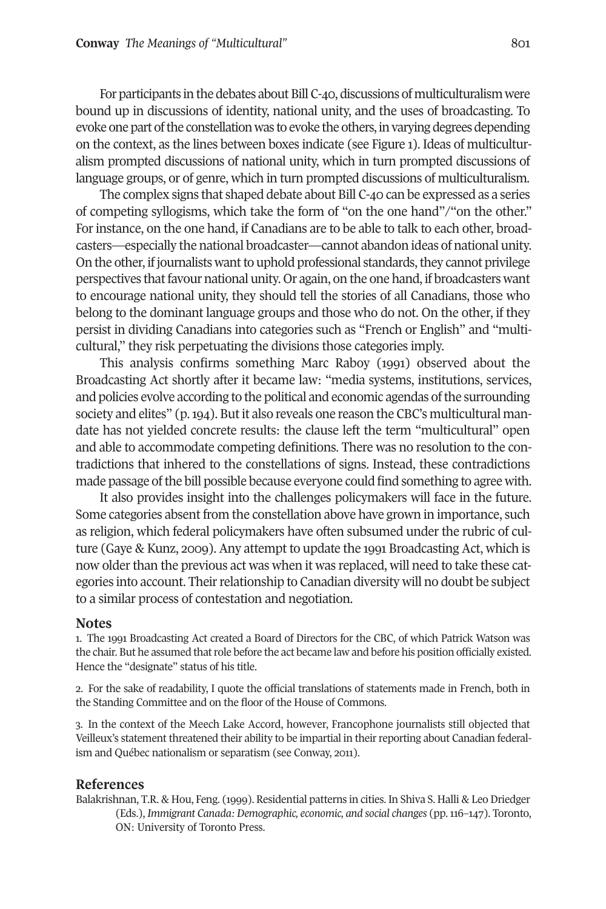For participants in the debates about Bill C-40, discussions of multiculturalism were bound up in discussions of identity, national unity, and the uses of broadcasting. To evoke one part of the constellation was to evoke the others, in varying degrees depending on the context, as the lines between boxes indicate (see Figure 1). Ideas of multiculturalism prompted discussions of national unity, which in turn prompted discussions of language groups, or of genre, which in turn prompted discussions of multiculturalism.

The complex signs that shaped debate about Bill C-40 can be expressed as a series of competing syllogisms, which take the form of "on the one hand"/"on the other." For instance, on the one hand, if Canadians are to be able to talk to each other, broadcasters—especially the national broadcaster—cannot abandon ideas of national unity. On the other, if journalists want to uphold professional standards, they cannot privilege perspectives that favour national unity. Or again, on the one hand, if broadcasters want to encourage national unity, they should tell the stories of all Canadians, those who belong to the dominant language groups and those who do not. On the other, if they persist in dividing Canadians into categories such as "French or English" and "multicultural," they risk perpetuating the divisions those categories imply.

This analysis confirms something Marc Raboy (1991) observed about the Broadcasting Act shortly after it became law: "media systems, institutions, services, and policies evolve according to the political and economic agendas of the surrounding society and elites" (p. 194). But it also reveals one reason the CBC's multicultural mandate has not yielded concrete results: the clause left the term "multicultural" open and able to accommodate competing definitions. There was no resolution to the contradictions that inhered to the constellations of signs. Instead, these contradictions made passage of the bill possible because everyone could find something to agree with.

It also provides insight into the challenges policymakers will face in the future. Some categories absent from the constellation above have grown in importance, such as religion, which federal policymakers have often subsumed under the rubric of culture (Gaye & Kunz, 2009). Any attempt to update the 1991 Broadcasting Act, which is now older than the previous act was when it was replaced, will need to take these categories into account. Their relationship to Canadian diversity will no doubt be subject to a similar process of contestation and negotiation.

## Notes

1. The 1991 Broadcasting Act created a Board of Directors for the CBC, of which Patrick Watson was the chair. But he assumed that role before the act became law and before his position officially existed. Hence the "designate" status of his title.

2. For the sake of readability, I quote the official translations of statements made in French, both in the Standing Committee and on the floor of the House of Commons.

3. In the context of the Meech Lake Accord, however, Francophone journalists still objected that Veilleux's statement threatened their ability to be impartial in their reporting about Canadian federalism and Québec nationalism or separatism (see Conway, 2011).

## References

Balakrishnan, T.R. & Hou, Feng. (1999). Residential patterns in cities. In Shiva S. Halli & Leo Driedger (Eds.), *Immigrant Canada: Demographic, economic, and social changes* (pp. 116–147). Toronto, ON: University of Toronto Press.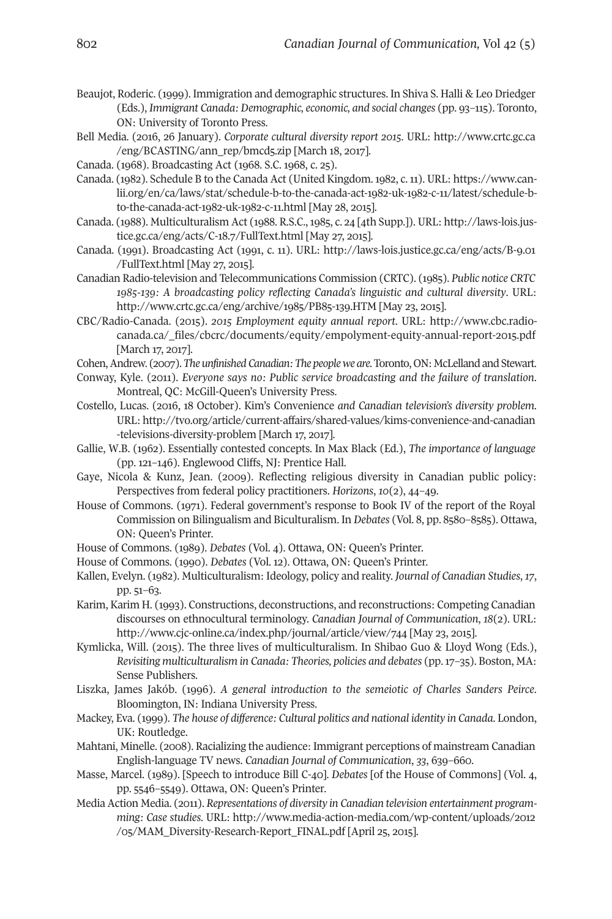Beaujot, Roderic. (1999). Immigration and demographic structures. In Shiva S. Halli & Leo Driedger (Eds.), *Immigrant Canada: Demographic, economic, and social changes* (pp. 93–115). Toronto, ON: University of Toronto Press.

Bell Media. (2016, 26 January). *Corporate cultural diversity report 2015*. URL: http://www.crtc.gc.ca/eng/BCASTING/ann_rep/bmcd5.zip [March 18, 2017].

Canada. (1968). Broadcasting Act (1968. S.C. 1968, c. 25).

Canada. (1982). Schedule B to the Canada Act (United Kingdom. 1982, c. 11). URL: https://www.canlii.org/en/ca/laws/stat/schedule-b-to-the-canada-act-1982-uk-1982-c-11/latest/schedule-b-to-the-canada-act-1982-uk-1982-c-11.html [May 28, 2015].

Canada. (1988). Multiculturalism Act (1988. R.S.C., 1985, c. 24 [4th Supp.]). URL: http://laws-lois.justice.gc.ca/eng/acts/C-18.7/FullText.html [May 27, 2015].

Canada. (1991). Broadcasting Act (1991, c. 11). URL: http://laws-lois.justice.gc.ca/eng/acts/B-9.01/FullText.html [May 27, 2015].

Canadian Radio-television and Telecommunications Commission (CRTC). (1985). *Public notice CRTC 1985-139: A broadcasting policy reflecting Canada's linguistic and cultural diversity*. URL: http://www.crtc.gc.ca/eng/archive/1985/PB85-139.HTM [May 23, 2015].

CBC/Radio-Canada. (2015). *2015 Employment equity annual report*. URL: http://www.cbc.radio-canada.ca/_files/cbcrc/documents/equity/empolyment-equity-annual-report-2015.pdf [March 17, 2017].

Cohen, Andrew. (2007). *The unfinished Canadian: The people we are.* Toronto, ON: McLelland and Stewart.

Conway, Kyle. (2011). *Everyone says no: Public service broadcasting and the failure of translation*. Montreal, QC: McGill-Queen's University Press.

Costello, Lucas. (2016, 18 October). Kim's Convenience *and Canadian television's diversity problem*. URL: http://tvo.org/article/current-affairs/shared-values/kims-convenience-and-canadian-televisions-diversity-problem [March 17, 2017].

Gallie, W.B. (1962). Essentially contested concepts. In Max Black (Ed.), *The importance of language* (pp. 121–146). Englewood Cliffs, NJ: Prentice Hall.

Gaye, Nicola & Kunz, Jean. (2009). Reflecting religious diversity in Canadian public policy: Perspectives from federal policy practitioners. *Horizons*, *10*(2), 44–49.

House of Commons. (1971). Federal government's response to Book IV of the report of the Royal Commission on Bilingualism and Biculturalism. In *Debates* (Vol. 8, pp. 8580–8585). Ottawa, ON: Queen's Printer.

House of Commons. (1989). *Debates* (Vol. 4). Ottawa, ON: Queen's Printer.

House of Commons. (1990). *Debates* (Vol. 12). Ottawa, ON: Queen's Printer.

Kallen, Evelyn. (1982). Multiculturalism: Ideology, policy and reality. *Journal of Canadian Studies*, *17*, pp. 51–63.

Karim, Karim H. (1993). Constructions, deconstructions, and reconstructions: Competing Canadian discourses on ethnocultural terminology. *Canadian Journal of Communication*, *18*(2). URL: http://www.cjc-online.ca/index.php/journal/article/view/744 [May 23, 2015].

Kymlicka, Will. (2015). The three lives of multiculturalism. In Shibao Guo & Lloyd Wong (Eds.), *Revisiting multiculturalism in Canada: Theories, policies and debates* (pp. 17–35). Boston, MA: Sense Publishers.

Liszka, James Jakób. (1996). *A general introduction to the semeiotic of Charles Sanders Peirce*. Bloomington, IN: Indiana University Press.

Mackey, Eva. (1999). *The house of difference: Cultural politics and national identity in Canada*. London, UK: Routledge.

Mahtani, Minelle. (2008). Racializing the audience: Immigrant perceptions of mainstream Canadian English-language TV news. *Canadian Journal of Communication*, *33*, 639–660.

Masse, Marcel. (1989). [Speech to introduce Bill C-40]. *Debates* [of the House of Commons] (Vol. 4, pp. 5546–5549). Ottawa, ON: Queen's Printer.

Media Action Media. (2011). *Representations of diversity in Canadian television entertainment programming: Case studies*. URL: http://www.media-action-media.com/wp-content/uploads/2012/05/MAM_Diversity-Research-Report_FINAL.pdf [April 25, 2015].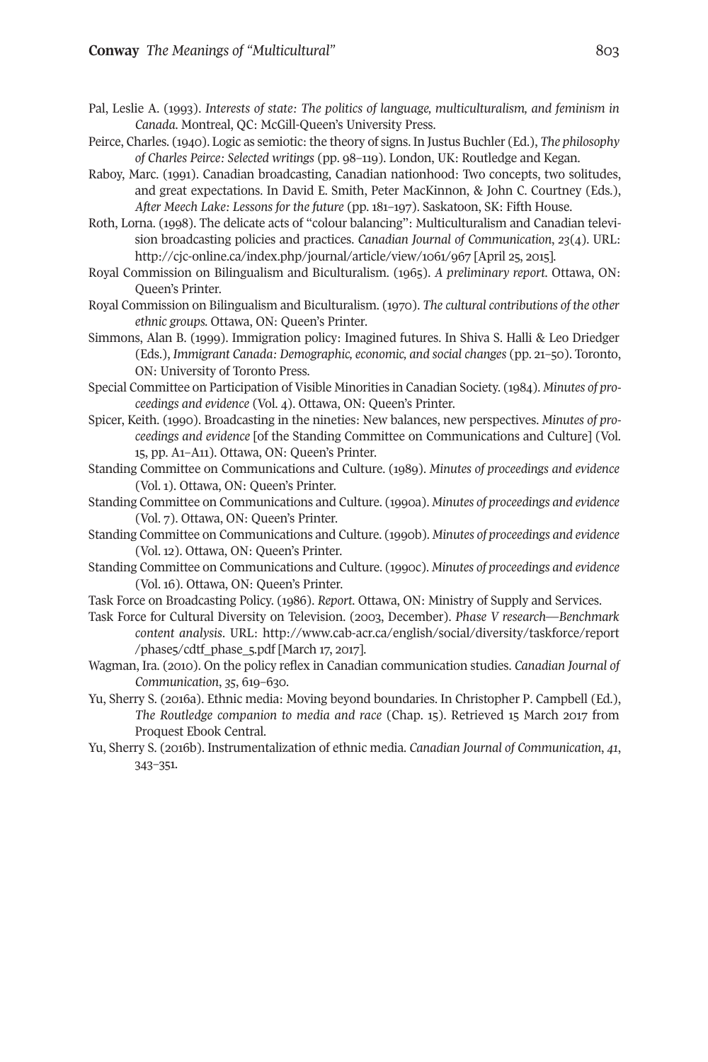Pal, Leslie A. (1993). *Interests of state: The politics of language, multiculturalism, and feminism in Canada*. Montreal, QC: McGill-Queen's University Press.

Peirce, Charles. (1940). Logic as semiotic: the theory of signs. In Justus Buchler (Ed.), *The philosophy of Charles Peirce: Selected writings* (pp. 98–119). London, UK: Routledge and Kegan.

Raboy, Marc. (1991). Canadian broadcasting, Canadian nationhood: Two concepts, two solitudes, and great expectations. In David E. Smith, Peter MacKinnon, & John C. Courtney (Eds.), *After Meech Lake: Lessons for the future* (pp. 181–197). Saskatoon, SK: Fifth House.

Roth, Lorna. (1998). The delicate acts of "colour balancing": Multiculturalism and Canadian television broadcasting policies and practices. *Canadian Journal of Communication*, *23*(4). URL: http://cjc-online.ca/index.php/journal/article/view/1061/967 [April 25, 2015].

Royal Commission on Bilingualism and Biculturalism. (1965). *A preliminary report*. Ottawa, ON: Queen's Printer.

Royal Commission on Bilingualism and Biculturalism. (1970). *The cultural contributions of the other ethnic groups*. Ottawa, ON: Queen's Printer.

Simmons, Alan B. (1999). Immigration policy: Imagined futures. In Shiva S. Halli & Leo Driedger (Eds.), *Immigrant Canada: Demographic, economic, and social changes* (pp. 21–50). Toronto, ON: University of Toronto Press.

Special Committee on Participation of Visible Minorities in Canadian Society. (1984). *Minutes of proceedings and evidence* (Vol. 4). Ottawa, ON: Queen's Printer.

Spicer, Keith. (1990). Broadcasting in the nineties: New balances, new perspectives. *Minutes of proceedings and evidence* [of the Standing Committee on Communications and Culture] (Vol. 15, pp. A1–A11). Ottawa, ON: Queen's Printer.

Standing Committee on Communications and Culture. (1989). *Minutes of proceedings and evidence* (Vol. 1). Ottawa, ON: Queen's Printer.

Standing Committee on Communications and Culture. (1990a). *Minutes of proceedings and evidence* (Vol. 7). Ottawa, ON: Queen's Printer.

Standing Committee on Communications and Culture. (1990b). *Minutes of proceedings and evidence* (Vol. 12). Ottawa, ON: Queen's Printer.

Standing Committee on Communications and Culture. (1990c). *Minutes of proceedings and evidence* (Vol. 16). Ottawa, ON: Queen's Printer.

Task Force on Broadcasting Policy. (1986). *Report*. Ottawa, ON: Ministry of Supply and Services.

Task Force for Cultural Diversity on Television. (2003, December). *Phase V research—Benchmark content analysis*. URL: http://www.cab-acr.ca/english/social/diversity/taskforce/report/phase5/cdtf_phase_5.pdf [March 17, 2017].

Wagman, Ira. (2010). On the policy reflex in Canadian communication studies. *Canadian Journal of Communication*, *35*, 619–630.

Yu, Sherry S. (2016a). Ethnic media: Moving beyond boundaries. In Christopher P. Campbell (Ed.), *The Routledge companion to media and race* (Chap. 15). Retrieved 15 March 2017 from Proquest Ebook Central.

Yu, Sherry S. (2016b). Instrumentalization of ethnic media. *Canadian Journal of Communication*, *41*, 343–351.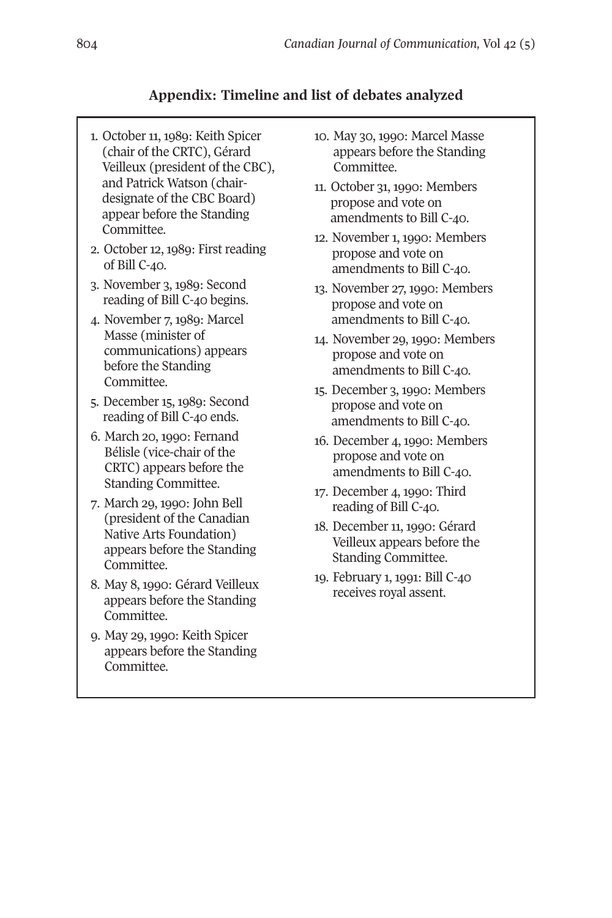## Appendix: Timeline and list of debates analyzed

1. October 11, 1989: Keith Spicer (chair of the CRTC), Gérard Veilleux (president of the CBC), and Patrick Watson (chair-designate of the CBC Board) appear before the Standing Committee.
2. October 12, 1989: First reading of Bill C-40.
3. November 3, 1989: Second reading of Bill C-40 begins.
4. November 7, 1989: Marcel Masse (minister of communications) appears before the Standing Committee.
5. December 15, 1989: Second reading of Bill C-40 ends.
6. March 20, 1990: Fernand Bélisle (vice-chair of the CRTC) appears before the Standing Committee.
7. March 29, 1990: John Bell (president of the Canadian Native Arts Foundation) appears before the Standing Committee.
8. May 8, 1990: Gérard Veilleux appears before the Standing Committee.
9. May 29, 1990: Keith Spicer appears before the Standing Committee.
10. May 30, 1990: Marcel Masse appears before the Standing Committee.
11. October 31, 1990: Members propose and vote on amendments to Bill C-40.
12. November 1, 1990: Members propose and vote on amendments to Bill C-40.
13. November 27, 1990: Members propose and vote on amendments to Bill C-40.
14. November 29, 1990: Members propose and vote on amendments to Bill C-40.
15. December 3, 1990: Members propose and vote on amendments to Bill C-40.
16. December 4, 1990: Members propose and vote on amendments to Bill C-40.
17. December 4, 1990: Third reading of Bill C-40.
18. December 11, 1990: Gérard Veilleux appears before the Standing Committee.
19. February 1, 1991: Bill C-40 receives royal assent.